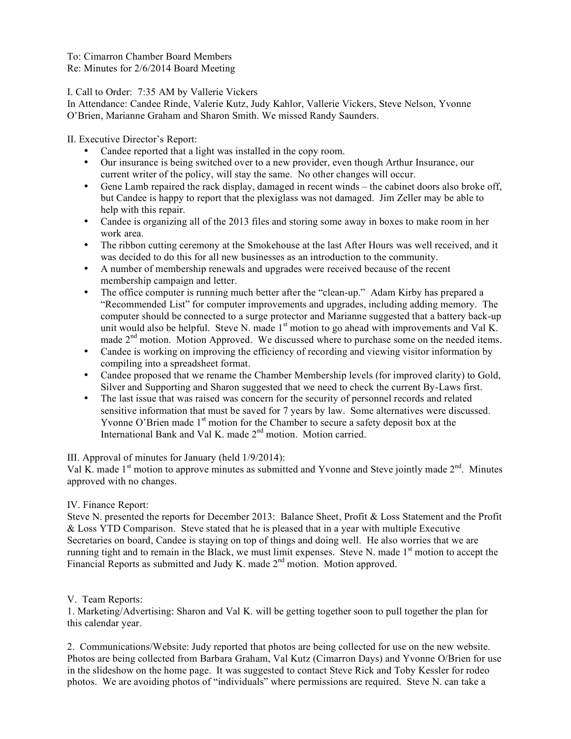To: Cimarron Chamber Board Members
Re: Minutes for 2/6/2014 Board Meeting

I. Call to Order: 7:35 AM by Vallerie Vickers
In Attendance: Candee Rinde, Valerie Kutz, Judy Kahlor, Vallerie Vickers, Steve Nelson, Yvonne O'Brien, Marianne Graham and Sharon Smith. We missed Randy Saunders.

II. Executive Director's Report:

- Candee reported that a light was installed in the copy room.
- Our insurance is being switched over to a new provider, even though Arthur Insurance, our current writer of the policy, will stay the same. No other changes will occur.
- Gene Lamb repaired the rack display, damaged in recent winds – the cabinet doors also broke off, but Candee is happy to report that the plexiglass was not damaged. Jim Zeller may be able to help with this repair.
- Candee is organizing all of the 2013 files and storing some away in boxes to make room in her work area.
- The ribbon cutting ceremony at the Smokehouse at the last After Hours was well received, and it was decided to do this for all new businesses as an introduction to the community.
- A number of membership renewals and upgrades were received because of the recent membership campaign and letter.
- The office computer is running much better after the "clean-up." Adam Kirby has prepared a "Recommended List" for computer improvements and upgrades, including adding memory. The computer should be connected to a surge protector and Marianne suggested that a battery back-up unit would also be helpful. Steve N. made 1st motion to go ahead with improvements and Val K. made 2nd motion. Motion Approved. We discussed where to purchase some on the needed items.
- Candee is working on improving the efficiency of recording and viewing visitor information by compiling into a spreadsheet format.
- Candee proposed that we rename the Chamber Membership levels (for improved clarity) to Gold, Silver and Supporting and Sharon suggested that we need to check the current By-Laws first.
- The last issue that was raised was concern for the security of personnel records and related sensitive information that must be saved for 7 years by law. Some alternatives were discussed. Yvonne O'Brien made 1st motion for the Chamber to secure a safety deposit box at the International Bank and Val K. made 2nd motion. Motion carried.

III. Approval of minutes for January (held 1/9/2014):
Val K. made 1st motion to approve minutes as submitted and Yvonne and Steve jointly made 2nd. Minutes approved with no changes.

IV. Finance Report:
Steve N. presented the reports for December 2013: Balance Sheet, Profit & Loss Statement and the Profit & Loss YTD Comparison. Steve stated that he is pleased that in a year with multiple Executive Secretaries on board, Candee is staying on top of things and doing well. He also worries that we are running tight and to remain in the Black, we must limit expenses. Steve N. made 1st motion to accept the Financial Reports as submitted and Judy K. made 2nd motion. Motion approved.

V. Team Reports:

1. Marketing/Advertising: Sharon and Val K. will be getting together soon to pull together the plan for this calendar year.

2. Communications/Website: Judy reported that photos are being collected for use on the new website. Photos are being collected from Barbara Graham, Val Kutz (Cimarron Days) and Yvonne O/Brien for use in the slideshow on the home page. It was suggested to contact Steve Rick and Toby Kessler for rodeo photos. We are avoiding photos of "individuals" where permissions are required. Steve N. can take a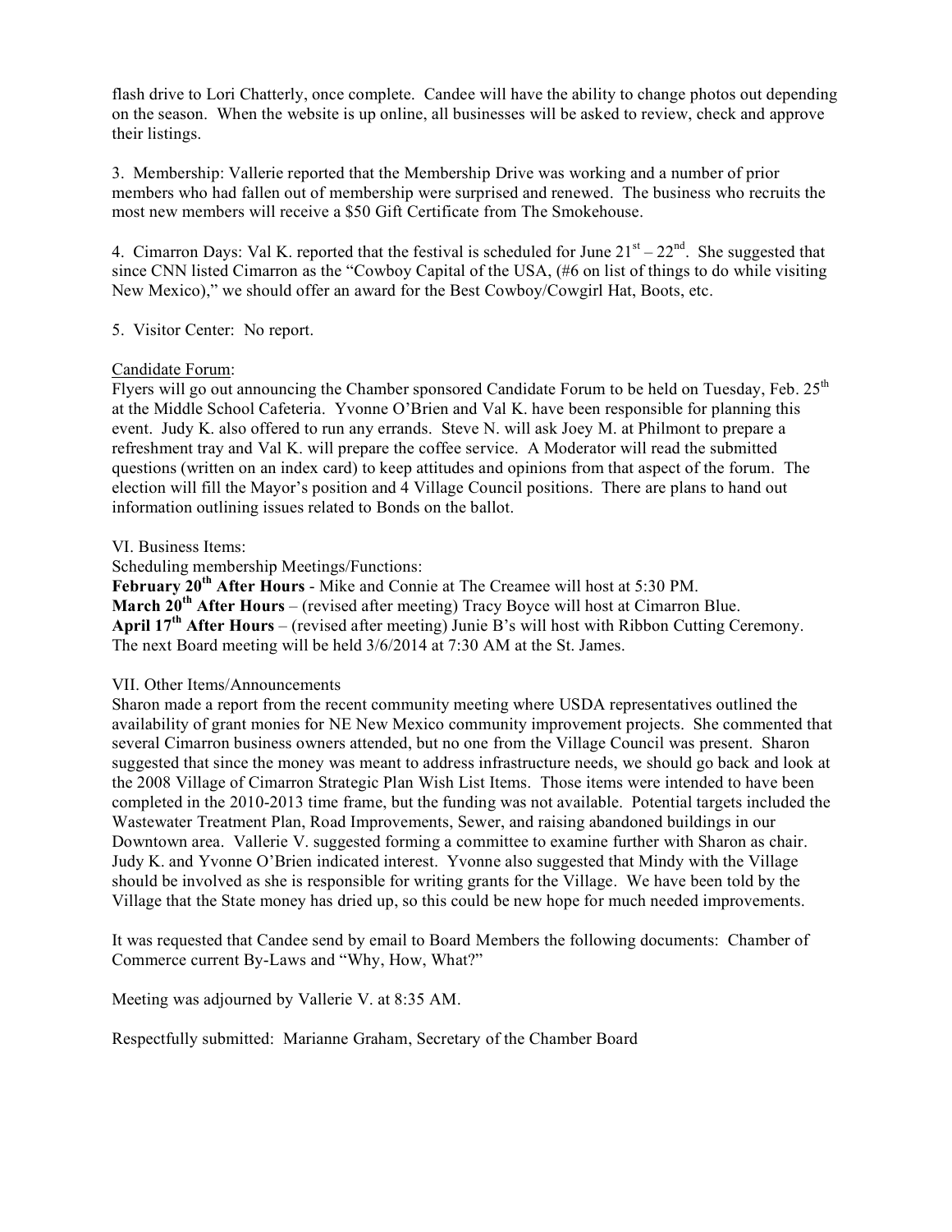flash drive to Lori Chatterly, once complete. Candee will have the ability to change photos out depending on the season. When the website is up online, all businesses will be asked to review, check and approve their listings.

3. Membership: Vallerie reported that the Membership Drive was working and a number of prior members who had fallen out of membership were surprised and renewed. The business who recruits the most new members will receive a $50 Gift Certificate from The Smokehouse.

4. Cimarron Days: Val K. reported that the festival is scheduled for June 21st – 22nd. She suggested that since CNN listed Cimarron as the "Cowboy Capital of the USA, (#6 on list of things to do while visiting New Mexico)," we should offer an award for the Best Cowboy/Cowgirl Hat, Boots, etc.

5. Visitor Center: No report.

Candidate Forum:
Flyers will go out announcing the Chamber sponsored Candidate Forum to be held on Tuesday, Feb. 25th at the Middle School Cafeteria. Yvonne O'Brien and Val K. have been responsible for planning this event. Judy K. also offered to run any errands. Steve N. will ask Joey M. at Philmont to prepare a refreshment tray and Val K. will prepare the coffee service. A Moderator will read the submitted questions (written on an index card) to keep attitudes and opinions from that aspect of the forum. The election will fill the Mayor's position and 4 Village Council positions. There are plans to hand out information outlining issues related to Bonds on the ballot.

VI. Business Items:
Scheduling membership Meetings/Functions:
**February 20th After Hours** - Mike and Connie at The Creamee will host at 5:30 PM.
**March 20th After Hours** – (revised after meeting) Tracy Boyce will host at Cimarron Blue.
**April 17th After Hours** – (revised after meeting) Junie B's will host with Ribbon Cutting Ceremony.
The next Board meeting will be held 3/6/2014 at 7:30 AM at the St. James.

VII. Other Items/Announcements
Sharon made a report from the recent community meeting where USDA representatives outlined the availability of grant monies for NE New Mexico community improvement projects. She commented that several Cimarron business owners attended, but no one from the Village Council was present. Sharon suggested that since the money was meant to address infrastructure needs, we should go back and look at the 2008 Village of Cimarron Strategic Plan Wish List Items. Those items were intended to have been completed in the 2010-2013 time frame, but the funding was not available. Potential targets included the Wastewater Treatment Plan, Road Improvements, Sewer, and raising abandoned buildings in our Downtown area. Vallerie V. suggested forming a committee to examine further with Sharon as chair. Judy K. and Yvonne O'Brien indicated interest. Yvonne also suggested that Mindy with the Village should be involved as she is responsible for writing grants for the Village. We have been told by the Village that the State money has dried up, so this could be new hope for much needed improvements.

It was requested that Candee send by email to Board Members the following documents: Chamber of Commerce current By-Laws and "Why, How, What?"

Meeting was adjourned by Vallerie V. at 8:35 AM.

Respectfully submitted: Marianne Graham, Secretary of the Chamber Board